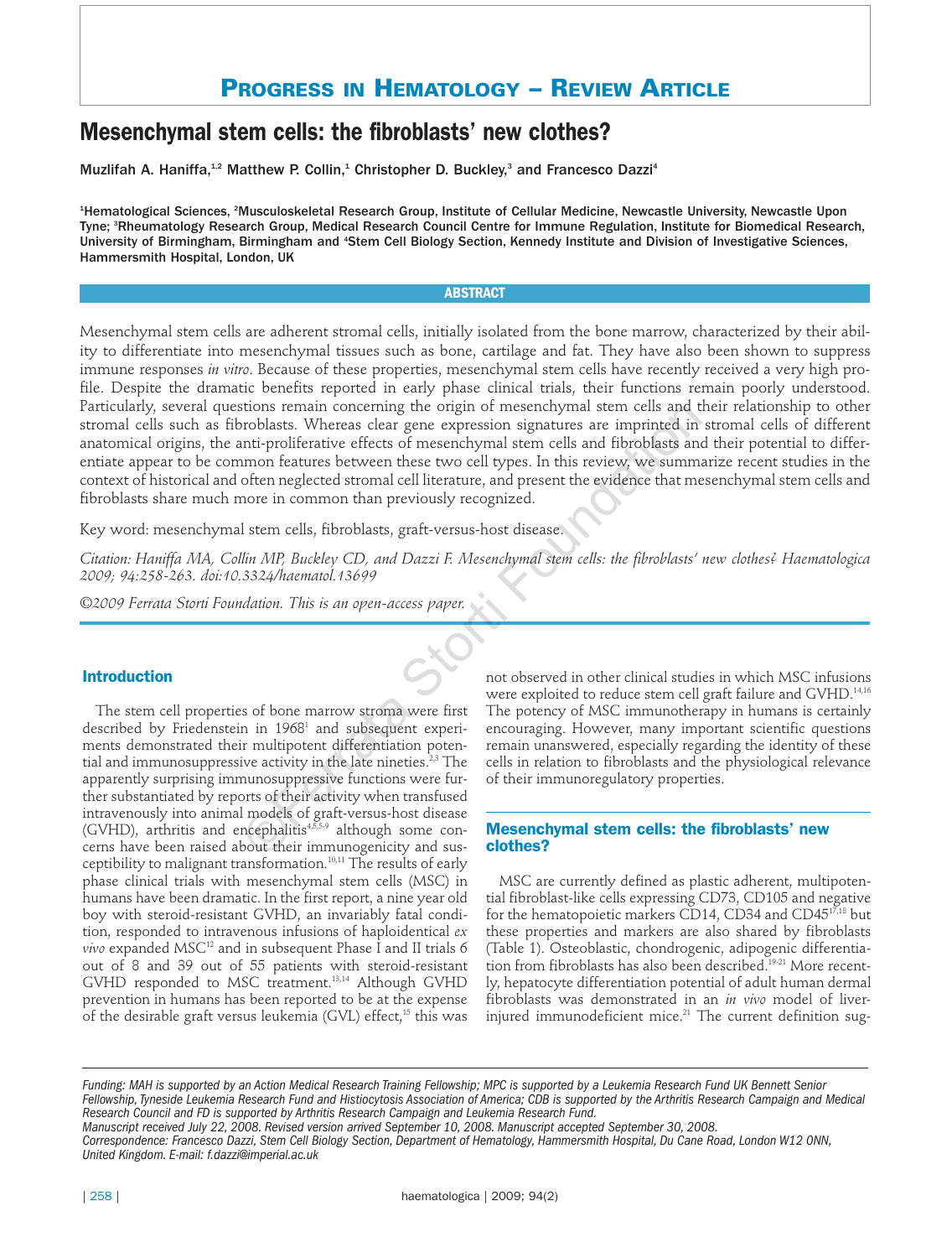**Progress in Hematology – Review Article**

# Mesenchymal stem cells: the fibroblasts' new clothes?

Muzlifah A. Haniffa,[1,2] Matthew P. Collin,[1] Christopher D. Buckley,[3] and Francesco Dazzi[4]

[1]Hematological Sciences, [2]Musculoskeletal Research Group, Institute of Cellular Medicine, Newcastle University, Newcastle Upon Tyne; [3]Rheumatology Research Group, Medical Research Council Centre for Immune Regulation, Institute for Biomedical Research, University of Birmingham, Birmingham and [4]Stem Cell Biology Section, Kennedy Institute and Division of Investigative Sciences, Hammersmith Hospital, London, UK

## ABSTRACT

Mesenchymal stem cells are adherent stromal cells, initially isolated from the bone marrow, characterized by their ability to differentiate into mesenchymal tissues such as bone, cartilage and fat. They have also been shown to suppress immune responses *in vitro*. Because of these properties, mesenchymal stem cells have recently received a very high profile. Despite the dramatic benefits reported in early phase clinical trials, their functions remain poorly understood. Particularly, several questions remain concerning the origin of mesenchymal stem cells and their relationship to other stromal cells such as fibroblasts. Whereas clear gene expression signatures are imprinted in stromal cells of different anatomical origins, the anti-proliferative effects of mesenchymal stem cells and fibroblasts and their potential to differentiate appear to be common features between these two cell types. In this review, we summarize recent studies in the context of historical and often neglected stromal cell literature, and present the evidence that mesenchymal stem cells and fibroblasts share much more in common than previously recognized.

Key word: mesenchymal stem cells, fibroblasts, graft-versus-host disease.

*Citation: Haniffa MA, Collin MP, Buckley CD, and Dazzi F. Mesenchymal stem cells: the fibroblasts' new clothes? Haematologica 2009; 94:258-263. doi:10.3324/haematol.13699*

*©2009 Ferrata Storti Foundation. This is an open-access paper.*

## Introduction

The stem cell properties of bone marrow stroma were first described by Friedenstein in 1968[1] and subsequent experiments demonstrated their multipotent differentiation potential and immunosuppressive activity in the late nineties.[2,3] The apparently surprising immunosuppressive functions were further substantiated by reports of their activity when transfused intravenously into animal models of graft-versus-host disease (GVHD), arthritis and encephalitis[4,5,5-9] although some concerns have been raised about their immunogenicity and susceptibility to malignant transformation.[10,11] The results of early phase clinical trials with mesenchymal stem cells (MSC) in humans have been dramatic. In the first report, a nine year old boy with steroid-resistant GVHD, an invariably fatal condition, responded to intravenous infusions of haploidentical *ex vivo* expanded MSC[12] and in subsequent Phase I and II trials 6 out of 8 and 39 out of 55 patients with steroid-resistant GVHD responded to MSC treatment.[13,14] Although GVHD prevention in humans has been reported to be at the expense of the desirable graft versus leukemia (GVL) effect,[15] this was not observed in other clinical studies in which MSC infusions were exploited to reduce stem cell graft failure and GVHD.[14,16] The potency of MSC immunotherapy in humans is certainly encouraging. However, many important scientific questions remain unanswered, especially regarding the identity of these cells in relation to fibroblasts and the physiological relevance of their immunoregulatory properties.

## Mesenchymal stem cells: the fibroblasts' new clothes?

MSC are currently defined as plastic adherent, multipotential fibroblast-like cells expressing CD73, CD105 and negative for the hematopoietic markers CD14, CD34 and CD45[17,18] but these properties and markers are also shared by fibroblasts (Table 1). Osteoblastic, chondrogenic, adipogenic differentiation from fibroblasts has also been described.[19-21] More recently, hepatocyte differentiation potential of adult human dermal fibroblasts was demonstrated in an *in vivo* model of liver-injured immunodeficient mice.[21] The current definition sug-

---

*Funding: MAH is supported by an Action Medical Research Training Fellowship; MPC is supported by a Leukemia Research Fund UK Bennett Senior Fellowship, Tyneside Leukemia Research Fund and Histiocytosis Association of America; CDB is supported by the Arthritis Research Campaign and Medical Research Council and FD is supported by Arthritis Research Campaign and Leukemia Research Fund.*
*Manuscript received July 22, 2008. Revised version arrived September 10, 2008. Manuscript accepted September 30, 2008.*
*Correspondence: Francesco Dazzi, Stem Cell Biology Section, Department of Hematology, Hammersmith Hospital, Du Cane Road, London W12 0NN, United Kingdom. E-mail: f.dazzi@imperial.ac.uk*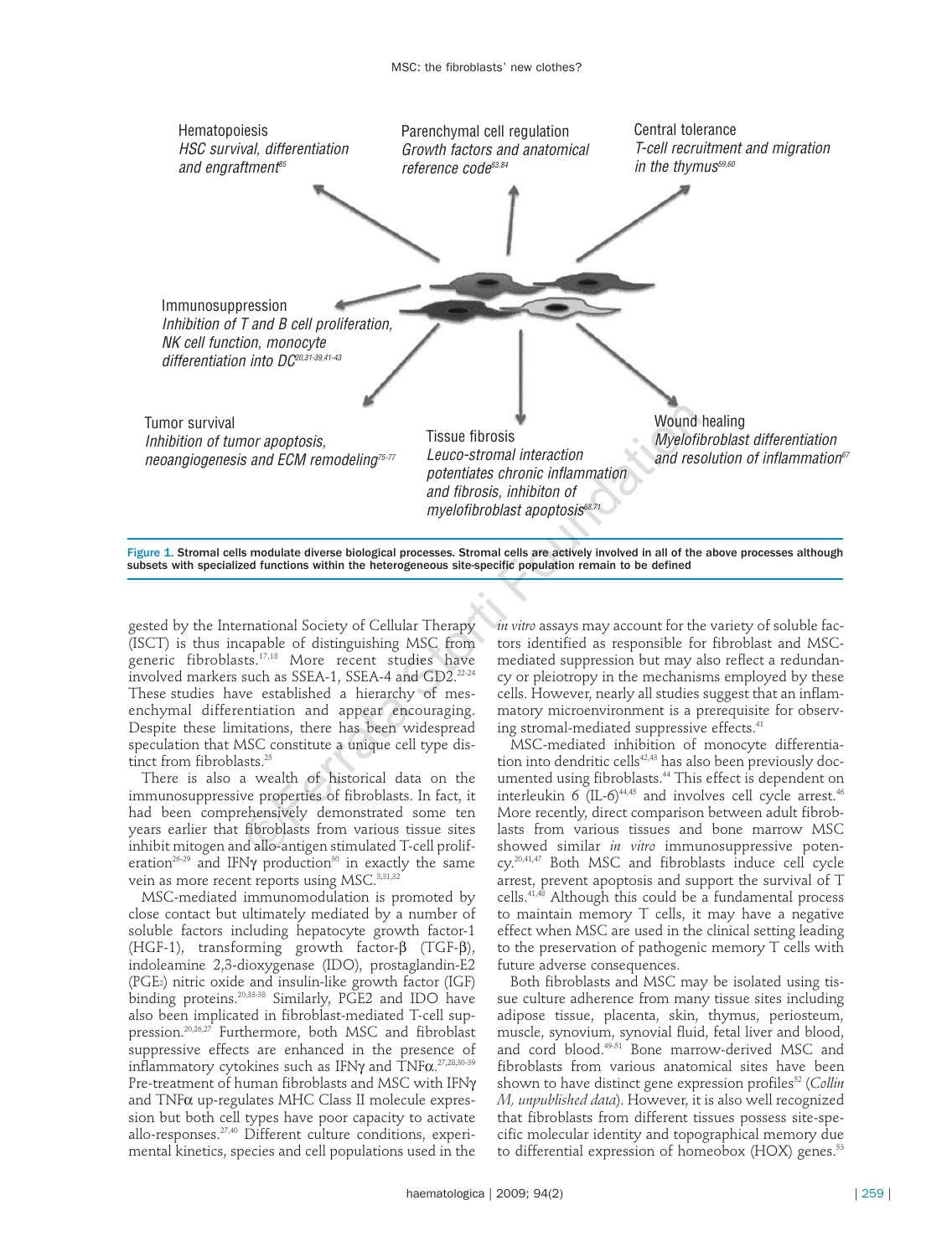Hematopoiesis
*HSC survival, differentiation and engraftment*[85]

Parenchymal cell regulation
*Growth factors and anatomical reference code*[83,84]

Central tolerance
*T-cell recruitment and migration in the thymus*[59,60]

Immunosuppression
*Inhibition of T and B cell proliferation, NK cell function, monocyte differentiation into DC*[20,31-39,41-43]

Tumor survival
*Inhibition of tumor apoptosis, neoangiogenesis and ECM remodeling*[75-77]

Tissue fibrosis
*Leuco-stromal interaction potentiates chronic inflammation and fibrosis, inhibiton of myelofibroblast apoptosis*[68,71]

Wound healing
*Myelofibroblast differentiation and resolution of inflammation*[67]

**Figure 1. Stromal cells modulate diverse biological processes. Stromal cells are actively involved in all of the above processes although subsets with specialized functions within the heterogeneous site-specific population remain to be defined**

gested by the International Society of Cellular Therapy (ISCT) is thus incapable of distinguishing MSC from generic fibroblasts.[17,18] More recent studies have involved markers such as SSEA-1, SSEA-4 and GD2.[22-24] These studies have established a hierarchy of mesenchymal differentiation and appear encouraging. Despite these limitations, there has been widespread speculation that MSC constitute a unique cell type distinct from fibroblasts.[25]

There is also a wealth of historical data on the immunosuppressive properties of fibroblasts. In fact, it had been comprehensively demonstrated some ten years earlier that fibroblasts from various tissue sites inhibit mitogen and allo-antigen stimulated T-cell proliferation[26-29] and IFNγ production[30] in exactly the same vein as more recent reports using MSC.[3,31,32]

MSC-mediated immunomodulation is promoted by close contact but ultimately mediated by a number of soluble factors including hepatocyte growth factor-1 (HGF-1), transforming growth factor-β (TGF-β), indoleamine 2,3-dioxygenase (IDO), prostaglandin-E2 ($PGE_2$) nitric oxide and insulin-like growth factor (IGF) binding proteins.[20,33-38] Similarly, PGE2 and IDO have also been implicated in fibroblast-mediated T-cell suppression.[20,26,27] Furthermore, both MSC and fibroblast suppressive effects are enhanced in the presence of inflammatory cytokines such as IFNγ and TNFα.[27,28,30-39] Pre-treatment of human fibroblasts and MSC with IFNγ and TNFα up-regulates MHC Class II molecule expression but both cell types have poor capacity to activate allo-responses.[27,40] Different culture conditions, experimental kinetics, species and cell populations used in the *in vitro* assays may account for the variety of soluble factors identified as responsible for fibroblast and MSC-mediated suppression but may also reflect a redundancy or pleiotropy in the mechanisms employed by these cells. However, nearly all studies suggest that an inflammatory microenvironment is a prerequisite for observing stromal-mediated suppressive effects.[41]

MSC-mediated inhibition of monocyte differentiation into dendritic cells[42,43] has also been previously documented using fibroblasts.[44] This effect is dependent on interleukin 6 (IL-6)[44,45] and involves cell cycle arrest.[46] More recently, direct comparison between adult fibroblasts from various tissues and bone marrow MSC showed similar *in vitro* immunosuppressive potency.[20,41,47] Both MSC and fibroblasts induce cell cycle arrest, prevent apoptosis and support the survival of T cells.[41,48] Although this could be a fundamental process to maintain memory T cells, it may have a negative effect when MSC are used in the clinical setting leading to the preservation of pathogenic memory T cells with future adverse consequences.

Both fibroblasts and MSC may be isolated using tissue culture adherence from many tissue sites including adipose tissue, placenta, skin, thymus, periosteum, muscle, synovium, synovial fluid, fetal liver and blood, and cord blood.[49-51] Bone marrow-derived MSC and fibroblasts from various anatomical sites have been shown to have distinct gene expression profiles[52] (*Collin M, unpublished data*). However, it is also well recognized that fibroblasts from different tissues possess site-specific molecular identity and topographical memory due to differential expression of homeobox (HOX) genes.[53]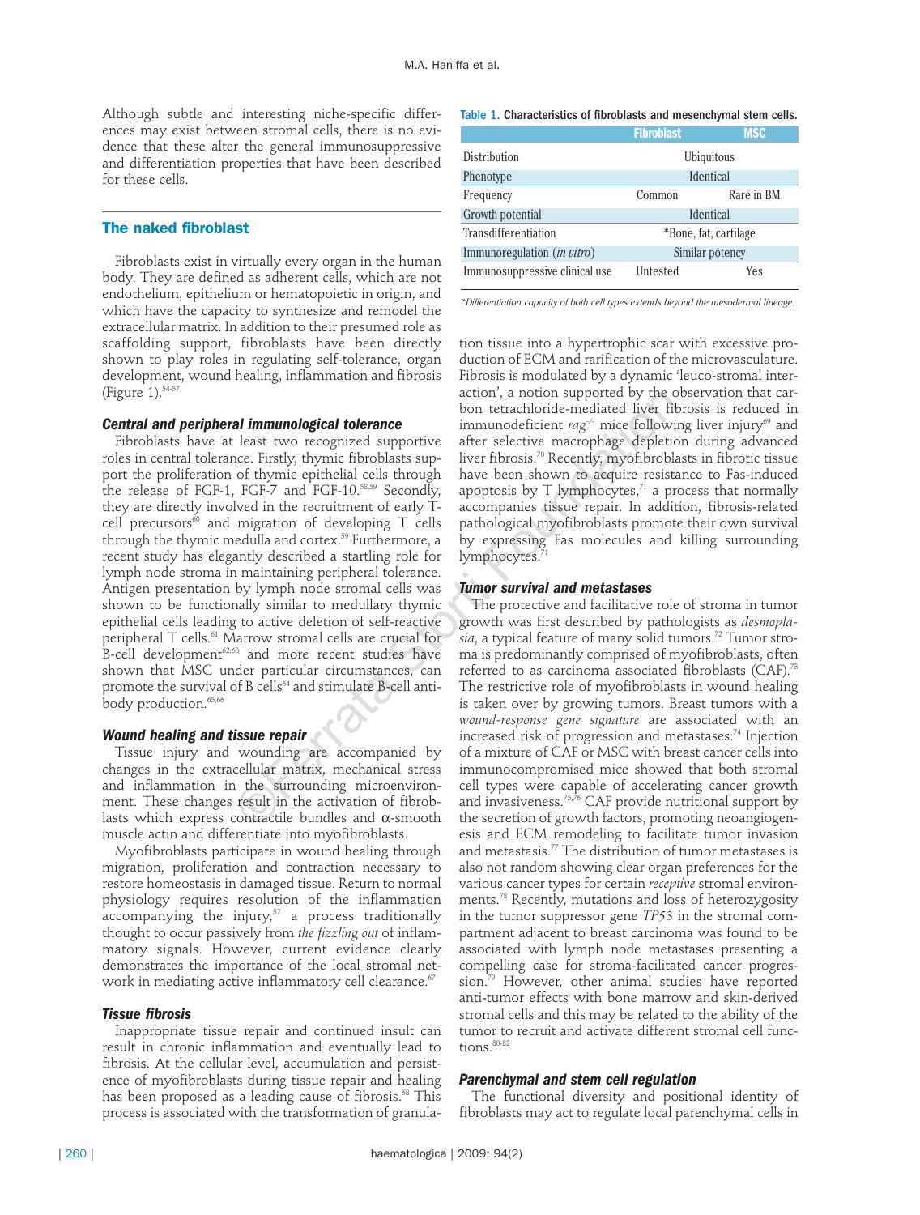Although subtle and interesting niche-specific differences may exist between stromal cells, there is no evidence that these alter the general immunosuppressive and differentiation properties that have been described for these cells.

## The naked fibroblast

Fibroblasts exist in virtually every organ in the human body. They are defined as adherent cells, which are not endothelium, epithelium or hematopoietic in origin, and which have the capacity to synthesize and remodel the extracellular matrix. In addition to their presumed role as scaffolding support, fibroblasts have been directly shown to play roles in regulating self-tolerance, organ development, wound healing, inflammation and fibrosis (Figure 1).[54-57]

### Central and peripheral immunological tolerance

Fibroblasts have at least two recognized supportive roles in central tolerance. Firstly, thymic fibroblasts support the proliferation of thymic epithelial cells through the release of FGF-1, FGF-7 and FGF-10.[58,59] Secondly, they are directly involved in the recruitment of early T-cell precursors[60] and migration of developing T cells through the thymic medulla and cortex.[59] Furthermore, a recent study has elegantly described a startling role for lymph node stroma in maintaining peripheral tolerance. Antigen presentation by lymph node stromal cells was shown to be functionally similar to medullary thymic epithelial cells leading to active deletion of self-reactive peripheral T cells.[61] Marrow stromal cells are crucial for B-cell development[62,63] and more recent studies have shown that MSC under particular circumstances, can promote the survival of B cells[64] and stimulate B-cell antibody production.[65,66]

### Wound healing and tissue repair

Tissue injury and wounding are accompanied by changes in the extracellular matrix, mechanical stress and inflammation in the surrounding microenvironment. These changes result in the activation of fibroblasts which express contractile bundles and α-smooth muscle actin and differentiate into myofibroblasts.

Myofibroblasts participate in wound healing through migration, proliferation and contraction necessary to restore homeostasis in damaged tissue. Return to normal physiology requires resolution of the inflammation accompanying the injury,[57] a process traditionally thought to occur passively from *the fizzling out* of inflammatory signals. However, current evidence clearly demonstrates the importance of the local stromal network in mediating active inflammatory cell clearance.[67]

### Tissue fibrosis

Inappropriate tissue repair and continued insult can result in chronic inflammation and eventually lead to fibrosis. At the cellular level, accumulation and persistence of myofibroblasts during tissue repair and healing has been proposed as a leading cause of fibrosis.[68] This process is associated with the transformation of granulation tissue into a hypertrophic scar with excessive production of ECM and rarification of the microvasculature. Fibrosis is modulated by a dynamic 'leuco-stromal interaction', a notion supported by the observation that carbon tetrachloride-mediated liver fibrosis is reduced in immunodeficient *rag*$^{-/-}$ mice following liver injury[69] and after selective macrophage depletion during advanced liver fibrosis.[70] Recently, myofibroblasts in fibrotic tissue have been shown to acquire resistance to Fas-induced apoptosis by T lymphocytes,[71] a process that normally accompanies tissue repair. In addition, fibrosis-related pathological myofibroblasts promote their own survival by expressing Fas molecules and killing surrounding lymphocytes.[71]

**Table 1.** Characteristics of fibroblasts and mesenchymal stem cells.

| | Fibroblast | MSC |
|---|---|---|
| Distribution | Ubiquitous | |
| Phenotype | Identical | |
| Frequency | Common | Rare in BM |
| Growth potential | Identical | |
| Transdifferentiation | *Bone, fat, cartilage | |
| Immunoregulation (*in vitro*) | Similar potency | |
| Immunosuppressive clinical use | Untested | Yes |

*Differentiation capacity of both cell types extends beyond the mesodermal lineage.*

### Tumor survival and metastases

The protective and facilitative role of stroma in tumor growth was first described by pathologists as *desmoplasia*, a typical feature of many solid tumors.[72] Tumor stroma is predominantly comprised of myofibroblasts, often referred to as carcinoma associated fibroblasts (CAF).[73] The restrictive role of myofibroblasts in wound healing is taken over by growing tumors. Breast tumors with a *wound-response gene signature* are associated with an increased risk of progression and metastases.[74] Injection of a mixture of CAF or MSC with breast cancer cells into immunocompromised mice showed that both stromal cell types were capable of accelerating cancer growth and invasiveness.[75,76] CAF provide nutritional support by the secretion of growth factors, promoting neoangiogenesis and ECM remodeling to facilitate tumor invasion and metastasis.[77] The distribution of tumor metastases is also not random showing clear organ preferences for the various cancer types for certain *receptive* stromal environments.[78] Recently, mutations and loss of heterozygosity in the tumor suppressor gene *TP53* in the stromal compartment adjacent to breast carcinoma was found to be associated with lymph node metastases presenting a compelling case for stroma-facilitated cancer progression.[79] However, other animal studies have reported anti-tumor effects with bone marrow and skin-derived stromal cells and this may be related to the ability of the tumor to recruit and activate different stromal cell functions.[80-82]

### Parenchymal and stem cell regulation

The functional diversity and positional identity of fibroblasts may act to regulate local parenchymal cells in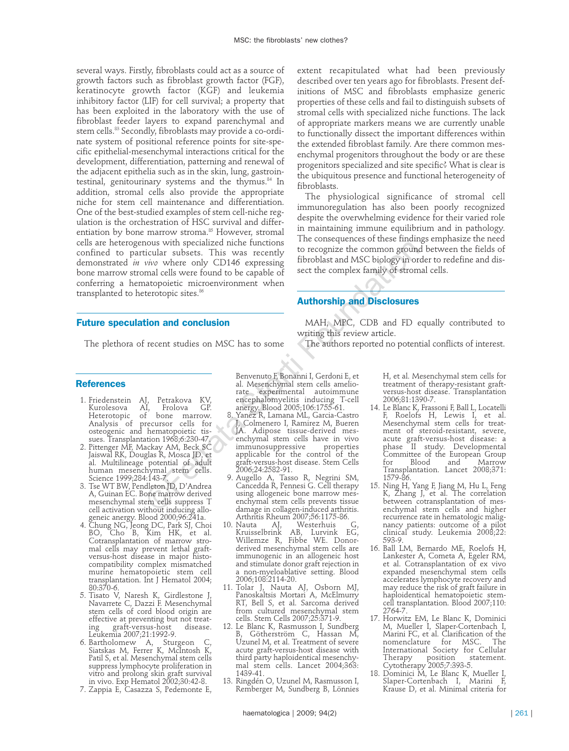several ways. Firstly, fibroblasts could act as a source of growth factors such as fibroblast growth factor (FGF), keratinocyte growth factor (KGF) and leukemia inhibitory factor (LIF) for cell survival; a property that has been exploited in the laboratory with the use of fibroblast feeder layers to expand parenchymal and stem cells.[83] Secondly, fibroblasts may provide a co-ordinate system of positional reference points for site-specific epithelial-mesenchymal interactions critical for the development, differentiation, patterning and renewal of the adjacent epithelia such as in the skin, lung, gastrointestinal, genitourinary systems and the thymus.[84] In addition, stromal cells also provide the appropriate niche for stem cell maintenance and differentiation. One of the best-studied examples of stem cell-niche regulation is the orchestration of HSC survival and differentiation by bone marrow stroma.[85] However, stromal cells are heterogenous with specialized niche functions confined to particular subsets. This was recently demonstrated *in vivo* where only CD146 expressing bone marrow stromal cells were found to be capable of conferring a hematopoietic microenvironment when transplanted to heterotopic sites.[86]

## Future speculation and conclusion

The plethora of recent studies on MSC has to some extent recapitulated what had been previously described over ten years ago for fibroblasts. Present definitions of MSC and fibroblasts emphasize generic properties of these cells and fail to distinguish subsets of stromal cells with specialized niche functions. The lack of appropriate markers means we are currently unable to functionally dissect the important differences within the extended fibroblast family. Are there common mesenchymal progenitors throughout the body or are these progenitors specialized and site specific? What is clear is the ubiquitous presence and functional heterogeneity of fibroblasts.

The physiological significance of stromal cell immunoregulation has also been poorly recognized despite the overwhelming evidence for their varied role in maintaining immune equilibrium and in pathology. The consequences of these findings emphasize the need to recognize the common ground between the fields of fibroblast and MSC biology in order to redefine and dissect the complex family of stromal cells.

## Authorship and Disclosures

MAH, MPC, CDB and FD equally contributed to writing this review article.

The authors reported no potential conflicts of interest.

## References

1. Friedenstein AJ, Petrakova KV, Kurolesova AI, Frolova GP. Heterotopic of bone marrow. Analysis of precursor cells for osteogenic and hematopoietic tissues. Transplantation 1968;6:230-47.
2. Pittenger MF, Mackay AM, Beck SC, Jaiswal RK, Douglas R, Mosca JD, et al. Multilineage potential of adult human mesenchymal stem cells. Science 1999;284:143-7.
3. Tse WT BW, Pendleton JD, D'Andrea A, Guinan EC. Bone marrow derived mesenchymal stem cells suppress T cell activation without inducing allogeneic anergy. Blood 2000;96:241a.
4. Chung NG, Jeong DC, Park SJ, Choi BO, Cho B, Kim HK, et al. Cotransplantation of marrow stromal cells may prevent lethal graft-versus-host disease in major histocompatibility complex mismatched murine hematopoietic stem cell transplantation. Int J Hematol 2004; 80:370-6.
5. Tisato V, Naresh K, Girdlestone J, Navarrete C, Dazzi F. Mesenchymal stem cells of cord blood origin are effective at preventing but not treating graft-versus-host disease. Leukemia 2007;21:1992-9.
6. Bartholomew A, Sturgeon C, Siatskas M, Ferrer K, McIntosh K, Patil S, et al. Mesenchymal stem cells suppress lymphocyte proliferation in vitro and prolong skin graft survival in vivo. Exp Hematol 2002;30:42-8.
7. Zappia E, Casazza S, Pedemonte E, Benvenuto F, Bonanni I, Gerdoni E, et al. Mesenchymal stem cells ameliorate experimental autoimmune encephalomyelitis inducing T-cell anergy. Blood 2005;106:1755-61.
8. Yanez R, Lamana ML, Garcia-Castro J, Colmenero I, Ramirez M, Bueren JA. Adipose tissue-derived mesenchymal stem cells have in vivo immunosuppressive properties applicable for the control of the graft-versus-host disease. Stem Cells 2006;24:2582-91.
9. Augello A, Tasso R, Negrini SM, Cancedda R, Pennesi G. Cell therapy using allogeneic bone marrow mesenchymal stem cells prevents tissue damage in collagen-induced arthritis. Arthritis Rheum 2007;56:1175-86.
10. Nauta AJ, Westerhuis G, Kruisselbrink AB, Lurvink EG, Willemze R, Fibbe WE. Donor-derived mesenchymal stem cells are immunogenic in an allogeneic host and stimulate donor graft rejection in a non-myeloablative setting. Blood 2006;108:2114-20.
11. Tolar J, Nauta AJ, Osborn MJ, Panoskaltsis Mortari A, McElmurry RT, Bell S, et al. Sarcoma derived from cultured mesenchymal stem cells. Stem Cells 2007;25:371-9.
12. Le Blanc K, Rasmusson I, Sundberg B, Götherström C, Hassan M, Uzunel M, et al. Treatment of severe acute graft-versus-host disease with third party haploidentical mesenchymal stem cells. Lancet 2004;363:1439-41.
13. Ringdén O, Uzunel M, Rasmusson I, Remberger M, Sundberg B, Lönnies H, et al. Mesenchymal stem cells for treatment of therapy-resistant graft-versus-host disease. Transplantation 2006;81:1390-7.
14. Le Blanc K, Frassoni F, Ball L, Locatelli F, Roelofs H, Lewis I, et al. Mesenchymal stem cells for treatment of steroid-resistant, severe, acute graft-versus-host disease: a phase II study. Developmental Committee of the European Group for Blood and Marrow Transplantation. Lancet 2008;371: 1579-86.
15. Ning H, Yang F, Jiang M, Hu L, Feng K, Zhang J, et al. The correlation between cotransplantation of mesenchymal stem cells and higher recurrence rate in hematologic malignancy patients: outcome of a pilot clinical study. Leukemia 2008;22: 593-9.
16. Ball LM, Bernardo ME, Roelofs H, Lankester A, Cometa A, Egeler RM, et al. Cotransplantation of ex vivo expanded mesenchymal stem cells accelerates lymphocyte recovery and may reduce the risk of graft failure in haploidentical hematopoietic stem-cell transplantation. Blood 2007;110: 2764-7.
17. Horwitz EM, Le Blanc K, Dominici M, Mueller I, Slaper-Cortenbach I, Marini FC, et al. Clarification of the nomenclature for MSC. The International Society for Cellular Therapy position statement. Cytotherapy 2005;7:393-5.
18. Dominici M, Le Blanc K, Mueller I, Slaper-Cortenbach I, Marini F, Krause D, et al. Minimal criteria for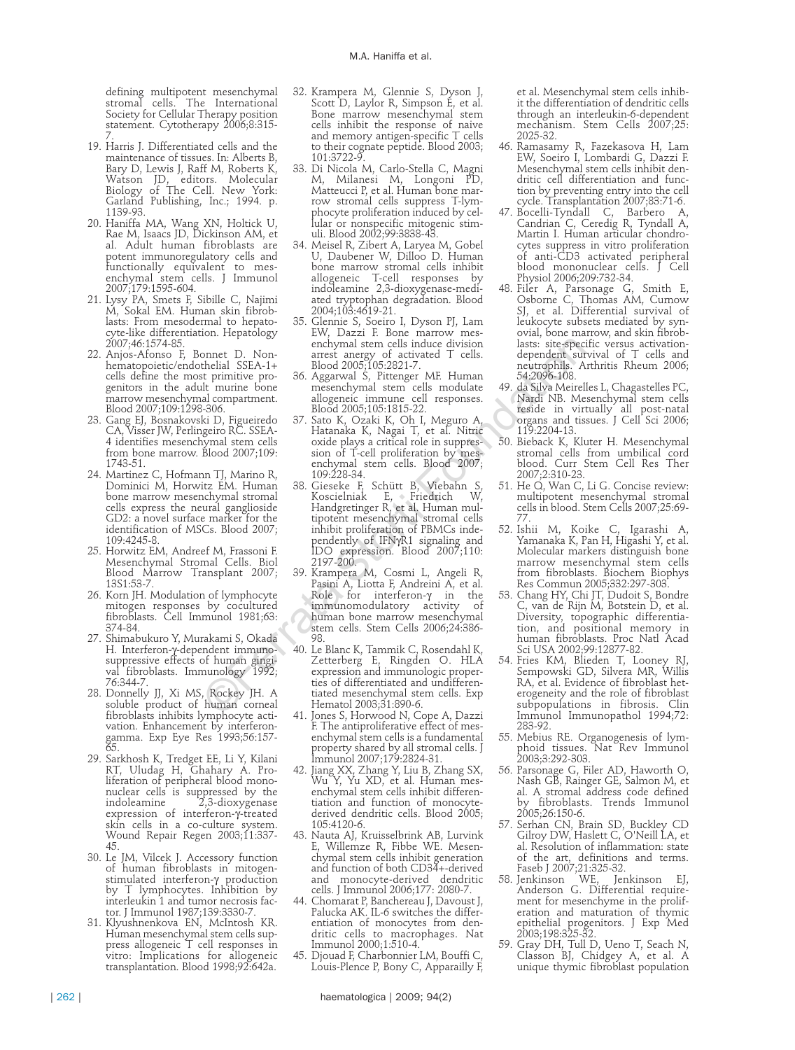defining multipotent mesenchymal stromal cells. The International Society for Cellular Therapy position statement. Cytotherapy 2006;8:315-7.

19. Harris J. Differentiated cells and the maintenance of tissues. In: Alberts B, Bary D, Lewis J, Raff M, Roberts K, Watson JD, editors. Molecular Biology of The Cell. New York: Garland Publishing, Inc.; 1994. p. 1139-93.
20. Haniffa MA, Wang XN, Holtick U, Rae M, Isaacs JD, Dickinson AM, et al. Adult human fibroblasts are potent immunoregulatory cells and functionally equivalent to mesenchymal stem cells. J Immunol 2007;179:1595-604.
21. Lysy PA, Smets F, Sibille C, Najimi M, Sokal EM. Human skin fibroblasts: From mesodermal to hepatocyte-like differentiation. Hepatology 2007;46:1574-85.
22. Anjos-Afonso F, Bonnet D. Nonhematopoietic/endothelial SSEA-1+ cells define the most primitive progenitors in the adult murine bone marrow mesenchymal compartment. Blood 2007;109:1298-306.
23. Gang EJ, Bosnakovski D, Figueiredo CA, Visser JW, Perlingeiro RC. SSEA-4 identifies mesenchymal stem cells from bone marrow. Blood 2007;109:1743-51.
24. Martinez C, Hofmann TJ, Marino R, Dominici M, Horwitz EM. Human bone marrow mesenchymal stromal cells express the neural ganglioside GD2: a novel surface marker for the identification of MSCs. Blood 2007;109:4245-8.
25. Horwitz EM, Andreef M, Frassoni F. Mesenchymal Stromal Cells. Biol Blood Marrow Transplant 2007;13S1:53-7.
26. Korn JH. Modulation of lymphocyte mitogen responses by cocultured fibroblasts. Cell Immunol 1981;63:374-84.
27. Shimabukuro Y, Murakami S, Okada H. Interferon-γ-dependent immunosuppressive effects of human gingival fibroblasts. Immunology 1992;76:344-7.
28. Donnelly JJ, Xi MS, Rockey JH. A soluble product of human corneal fibroblasts inhibits lymphocyte activation. Enhancement by interferon-gamma. Exp Eye Res 1993;56:157-65.
29. Sarkhosh K, Tredget EE, Li Y, Kilani RT, Uludag H, Ghahary A. Proliferation of peripheral blood mononuclear cells is suppressed by the indoleamine 2,3-dioxygenase expression of interferon-γ-treated skin cells in a co-culture system. Wound Repair Regen 2003;11:337-45.
30. Le JM, Vilcek J. Accessory function of human fibroblasts in mitogen-stimulated interferon-γ production by T lymphocytes. Inhibition by interleukin 1 and tumor necrosis factor. J Immunol 1987;139:3330-7.
31. Klyushnenkova EN, McIntosh KR. Human mesenchymal stem cells suppress allogeneic T cell responses in vitro: Implications for allogeneic transplantation. Blood 1998;92:642a.
32. Krampera M, Glennie S, Dyson J, Scott D, Laylor R, Simpson E, et al. Bone marrow mesenchymal stem cells inhibit the response of naive and memory antigen-specific T cells to their cognate peptide. Blood 2003;101:3722-9.
33. Di Nicola M, Carlo-Stella C, Magni M, Milanesi M, Longoni PD, Matteucci P, et al. Human bone marrow stromal cells suppress T-lymphocyte proliferation induced by cellular or nonspecific mitogenic stimuli. Blood 2002;99:3838-43.
34. Meisel R, Zibert A, Laryea M, Gobel U, Daubener W, Dilloo D. Human bone marrow stromal cells inhibit allogeneic T-cell responses by indoleamine 2,3-dioxygenase-mediated tryptophan degradation. Blood 2004;103:4619-21.
35. Glennie S, Soeiro I, Dyson PJ, Lam EW, Dazzi F. Bone marrow mesenchymal stem cells induce division arrest anergy of activated T cells. Blood 2005;105:2821-7.
36. Aggarwal S, Pittenger MF. Human mesenchymal stem cells modulate allogeneic immune cell responses. Blood 2005;105:1815-22.
37. Sato K, Ozaki K, Oh I, Meguro A, Hatanaka K, Nagai T, et al. Nitric oxide plays a critical role in suppression of T-cell proliferation by mesenchymal stem cells. Blood 2007;109:228-34.
38. Gieseke F, Schütt B, Viebahn S, Koscielniak E, Friedrich W, Handgretinger R, et al. Human multipotent mesenchymal stromal cells inhibit proliferation of PBMCs independently of IFNγR1 signaling and IDO expression. Blood 2007;110:2197-200.
39. Krampera M, Cosmi L, Angeli R, Pasini A, Liotta F, Andreini A, et al. Role for interferon-γ in the immunomodulatory activity of human bone marrow mesenchymal stem cells. Stem Cells 2006;24:386-98.
40. Le Blanc K, Tammik C, Rosendahl K, Zetterberg E, Ringden O. HLA expression and immunologic properties of differentiated and undifferentiated mesenchymal stem cells. Exp Hematol 2003;31:890-6.
41. Jones S, Horwood N, Cope A, Dazzi F. The antiproliferative effect of mesenchymal stem cells is a fundamental property shared by all stromal cells. J Immunol 2007;179:2824-31.
42. Jiang XX, Zhang Y, Liu B, Zhang SX, Wu Y, Yu XD, et al. Human mesenchymal stem cells inhibit differentiation and function of monocyte-derived dendritic cells. Blood 2005;105:4120-6.
43. Nauta AJ, Kruisselbrink AB, Lurvink E, Willemze R, Fibbe WE. Mesenchymal stem cells inhibit generation and function of both CD34+-derived and monocyte-derived dendritic cells. J Immunol 2006;177: 2080-7.
44. Chomarat P, Banchereau J, Davoust J, Palucka AK. IL-6 switches the differentiation of monocytes from dendritic cells to macrophages. Nat Immunol 2000;1:510-4.
45. Djouad F, Charbonnier LM, Bouffi C, Louis-Plence P, Bony C, Apparailly F, et al. Mesenchymal stem cells inhibit the differentiation of dendritic cells through an interleukin-6-dependent mechanism. Stem Cells 2007;25: 2025-32.
46. Ramasamy R, Fazekasova H, Lam EW, Soeiro I, Lombardi G, Dazzi F. Mesenchymal stem cells inhibit dendritic cell differentiation and function by preventing entry into the cell cycle. Transplantation 2007;83:71-6.
47. Bocelli-Tyndall C, Barbero A, Candrian C, Ceredig R, Tyndall A, Martin I. Human articular chondrocytes suppress in vitro proliferation of anti-CD3 activated peripheral blood mononuclear cells. J Cell Physiol 2006;209:732-34.
48. Filer A, Parsonage G, Smith E, Osborne C, Thomas AM, Curnow SJ, et al. Differential survival of leukocyte subsets mediated by synovial, bone marrow, and skin fibroblasts: site-specific versus activation-dependent survival of T cells and neutrophils. Arthritis Rheum 2006;54:2096-108.
49. da Silva Meirelles L, Chagastelles PC, Nardi NB. Mesenchymal stem cells reside in virtually all post-natal organs and tissues. J Cell Sci 2006;119:2204-13.
50. Bieback K, Kluter H. Mesenchymal stromal cells from umbilical cord blood. Curr Stem Cell Res Ther 2007;2:310-23.
51. He Q, Wan C, Li G. Concise review: multipotent mesenchymal stromal cells in blood. Stem Cells 2007;25:69-77.
52. Ishii M, Koike C, Igarashi A, Yamanaka K, Pan H, Higashi Y, et al. Molecular markers distinguish bone marrow mesenchymal stem cells from fibroblasts. Biochem Biophys Res Commun 2005;332:297-303.
53. Chang HY, Chi JT, Dudoit S, Bondre C, van de Rijn M, Botstein D, et al. Diversity, topographic differentiation, and positional memory in human fibroblasts. Proc Natl Acad Sci USA 2002;99:12877-82.
54. Fries KM, Blieden T, Looney RJ, Sempowski GD, Silvera MR, Willis RA, et al. Evidence of fibroblast heterogeneity and the role of fibroblast subpopulations in fibrosis. Clin Immunol Immunopathol 1994;72: 283-92.
55. Mebius RE. Organogenesis of lymphoid tissues. Nat Rev Immunol 2003;3:292-303.
56. Parsonage G, Filer AD, Haworth O, Nash GB, Rainger GE, Salmon M, et al. A stromal address code defined by fibroblasts. Trends Immunol 2005;26:150-6.
57. Serhan CN, Brain SD, Buckley CD Gilroy DW, Haslett C, O'Neill LA, et al. Resolution of inflammation: state of the art, definitions and terms. Faseb J 2007;21:325-32.
58. Jenkinson WE, Jenkinson EJ, Anderson G. Differential requirement for mesenchyme in the proliferation and maturation of thymic epithelial progenitors. J Exp Med 2003;198:325-32.
59. Gray DH, Tull D, Ueno T, Seach N, Classon BJ, Chidgey A, et al. A unique thymic fibroblast population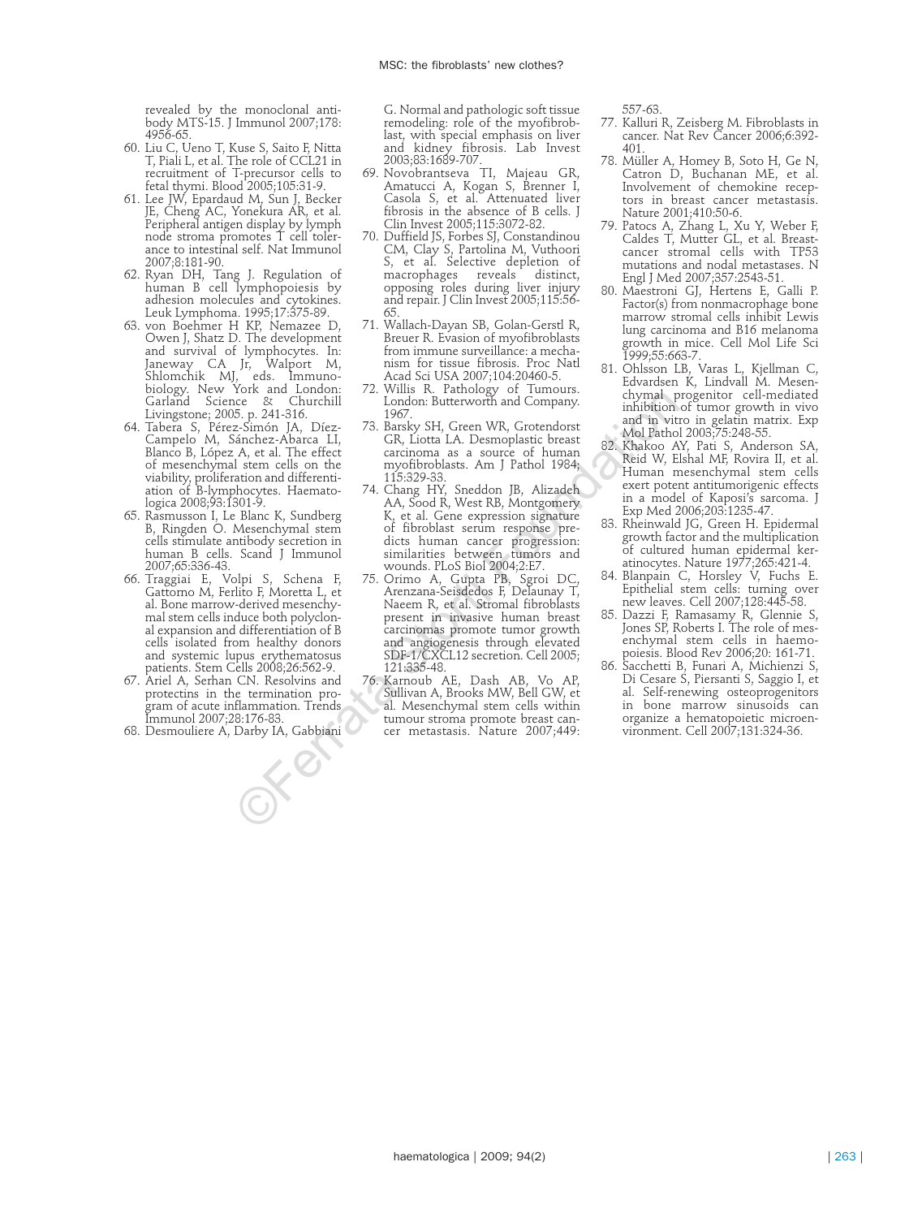revealed by the monoclonal antibody MTS-15. J Immunol 2007;178: 4956-65.

60. Liu C, Ueno T, Kuse S, Saito F, Nitta T, Piali L, et al. The role of CCL21 in recruitment of T-precursor cells to fetal thymi. Blood 2005;105:31-9.
61. Lee JW, Epardaud M, Sun J, Becker JE, Cheng AC, Yonekura AR, et al. Peripheral antigen display by lymph node stroma promotes T cell tolerance to intestinal self. Nat Immunol 2007;8:181-90.
62. Ryan DH, Tang J. Regulation of human B cell lymphopoiesis by adhesion molecules and cytokines. Leuk Lymphoma. 1995;17:375-89.
63. von Boehmer H KP, Nemazee D, Owen J, Shatz D. The development and survival of lymphocytes. In: Janeway CA Jr, Walport M, Shlomchik MJ, eds. Immunobiology. New York and London: Garland Science & Churchill Livingstone; 2005. p. 241-316.
64. Tabera S, Pérez-Simón JA, Díez-Campelo M, Sánchez-Abarca LI, Blanco B, López A, et al. The effect of mesenchymal stem cells on the viability, proliferation and differentiation of B-lymphocytes. Haematologica 2008;93:1301-9.
65. Rasmusson I, Le Blanc K, Sundberg B, Ringden O. Mesenchymal stem cells stimulate antibody secretion in human B cells. Scand J Immunol 2007;65:336-43.
66. Traggiai E, Volpi S, Schena F, Gattorno M, Ferlito F, Moretta L, et al. Bone marrow-derived mesenchymal stem cells induce both polyclonal expansion and differentiation of B cells isolated from healthy donors and systemic lupus erythematosus patients. Stem Cells 2008;26:562-9.
67. Ariel A, Serhan CN. Resolvins and protectins in the termination program of acute inflammation. Trends Immunol 2007;28:176-83.
68. Desmouliere A, Darby IA, Gabbiani G. Normal and pathologic soft tissue remodeling: role of the myofibroblast, with special emphasis on liver and kidney fibrosis. Lab Invest 2003;83:1689-707.
69. Novobrantseva TI, Majeau GR, Amatucci A, Kogan S, Brenner I, Casola S, et al. Attenuated liver fibrosis in the absence of B cells. J Clin Invest 2005;115:3072-82.
70. Duffield JS, Forbes SJ, Constandinou CM, Clay S, Partolina M, Vuthoori S, et al. Selective depletion of macrophages reveals distinct, opposing roles during liver injury and repair. J Clin Invest 2005;115:56-65.
71. Wallach-Dayan SB, Golan-Gerstl R, Breuer R. Evasion of myofibroblasts from immune surveillance: a mechanism for tissue fibrosis. Proc Natl Acad Sci USA 2007;104:20460-5.
72. Willis R. Pathology of Tumours. London: Butterworth and Company. 1967.
73. Barsky SH, Green WR, Grotendorst GR, Liotta LA. Desmoplastic breast carcinoma as a source of human myofibroblasts. Am J Pathol 1984; 115:329-33.
74. Chang HY, Sneddon JB, Alizadeh AA, Sood R, West RB, Montgomery K, et al. Gene expression signature of fibroblast serum response predicts human cancer progression: similarities between tumors and wounds. PLoS Biol 2004;2:E7.
75. Orimo A, Gupta PB, Sgroi DC, Arenzana-Seisdedos F, Delaunay T, Naeem R, et al. Stromal fibroblasts present in invasive human breast carcinomas promote tumor growth and angiogenesis through elevated SDF-1/CXCL12 secretion. Cell 2005; 121:335-48.
76. Karnoub AE, Dash AB, Vo AP, Sullivan A, Brooks MW, Bell GW, et al. Mesenchymal stem cells within tumour stroma promote breast cancer metastasis. Nature 2007;449: 557-63.
77. Kalluri R, Zeisberg M. Fibroblasts in cancer. Nat Rev Cancer 2006;6:392-401.
78. Müller A, Homey B, Soto H, Ge N, Catron D, Buchanan ME, et al. Involvement of chemokine receptors in breast cancer metastasis. Nature 2001;410:50-6.
79. Patocs A, Zhang L, Xu Y, Weber F, Caldes T, Mutter GL, et al. Breast-cancer stromal cells with TP53 mutations and nodal metastases. N Engl J Med 2007;357:2543-51.
80. Maestroni GJ, Hertens E, Galli P. Factor(s) from nonmacrophage bone marrow stromal cells inhibit Lewis lung carcinoma and B16 melanoma growth in mice. Cell Mol Life Sci 1999;55:663-7.
81. Ohlsson LB, Varas L, Kjellman C, Edvardsen K, Lindvall M. Mesenchymal progenitor cell-mediated inhibition of tumor growth in vivo and in vitro in gelatin matrix. Exp Mol Pathol 2003;75:248-55.
82. Khakoo AY, Pati S, Anderson SA, Reid W, Elshal MF, Rovira II, et al. Human mesenchymal stem cells exert potent antitumorigenic effects in a model of Kaposi's sarcoma. J Exp Med 2006;203:1235-47.
83. Rheinwald JG, Green H. Epidermal growth factor and the multiplication of cultured human epidermal keratinocytes. Nature 1977;265:421-4.
84. Blanpain C, Horsley V, Fuchs E. Epithelial stem cells: turning over new leaves. Cell 2007;128:445-58.
85. Dazzi F, Ramasamy R, Glennie S, Jones SP, Roberts I. The role of mesenchymal stem cells in haemopoiesis. Blood Rev 2006;20: 161-71.
86. Sacchetti B, Funari A, Michienzi S, Di Cesare S, Piersanti S, Saggio I, et al. Self-renewing osteoprogenitors in bone marrow sinusoids can organize a hematopoietic microenvironment. Cell 2007;131:324-36.